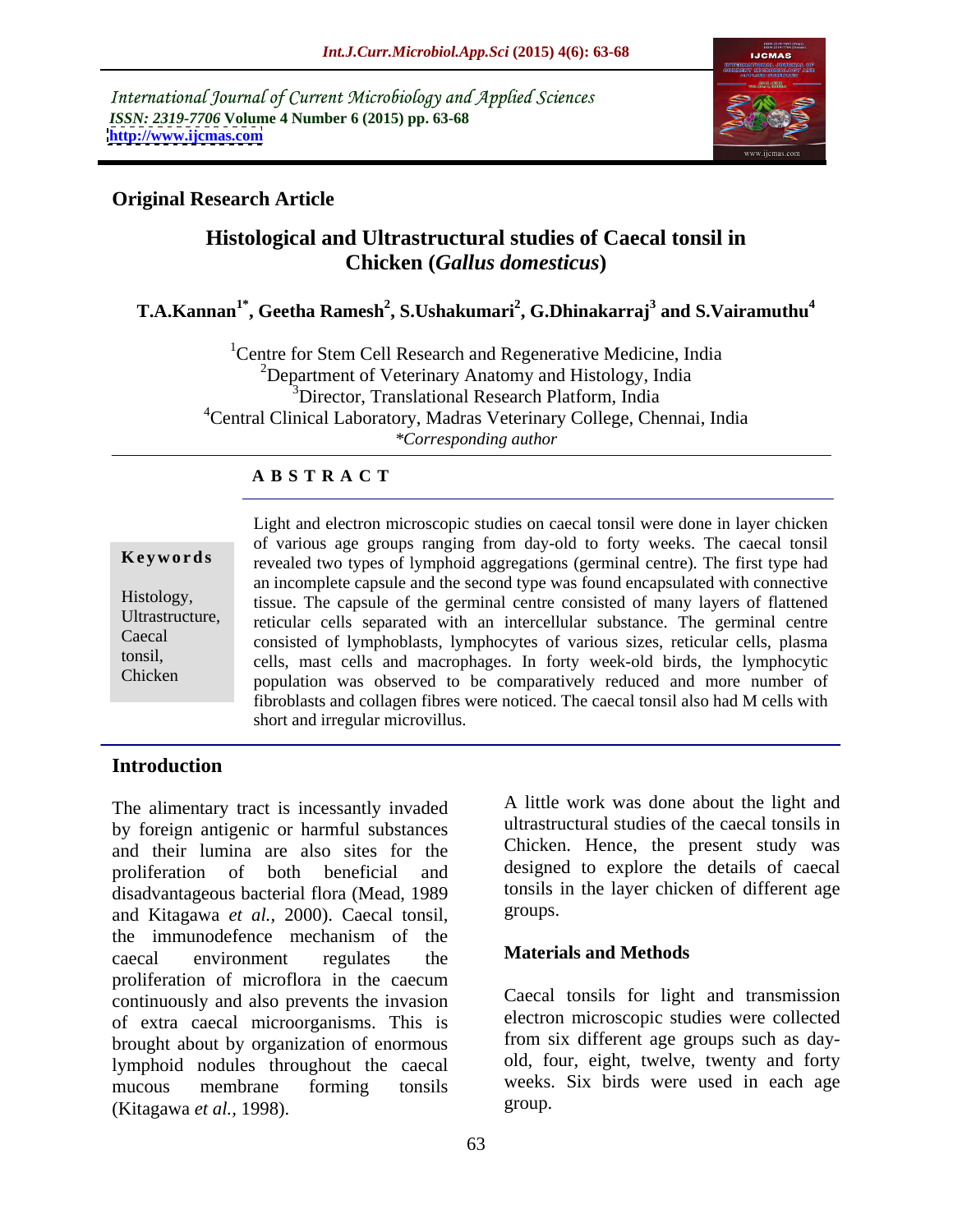International Journal of Current Microbiology and Applied Sciences
*ISSN: 2319-7706* **Volume 4 Number 6 (2015) pp. 63-68**
**http://www.ijcmas.com**

**Original Research Article**

# Histological and Ultrastructural studies of Caecal tonsil in Chicken (*Gallus domesticus*)

**T.A.Kannan[1*], Geetha Ramesh[2], S.Ushakumari[2], G.Dhinakarraj[3] and S.Vairamuthu[4]**

[1]Centre for Stem Cell Research and Regenerative Medicine, India
[2]Department of Veterinary Anatomy and Histology, India
[3]Director, Translational Research Platform, India
[4]Central Clinical Laboratory, Madras Veterinary College, Chennai, India
*\*Corresponding author*

**A B S T R A C T**

**Keywords**

Histology, Ultrastructure, Caecal tonsil, Chicken

Light and electron microscopic studies on caecal tonsil were done in layer chicken of various age groups ranging from day-old to forty weeks. The caecal tonsil revealed two types of lymphoid aggregations (germinal centre). The first type had an incomplete capsule and the second type was found encapsulated with connective tissue. The capsule of the germinal centre consisted of many layers of flattened reticular cells separated with an intercellular substance. The germinal centre consisted of lymphoblasts, lymphocytes of various sizes, reticular cells, plasma cells, mast cells and macrophages. In forty week-old birds, the lymphocytic population was observed to be comparatively reduced and more number of fibroblasts and collagen fibres were noticed. The caecal tonsil also had M cells with short and irregular microvillus.

## Introduction

The alimentary tract is incessantly invaded by foreign antigenic or harmful substances and their lumina are also sites for the proliferation of both beneficial and disadvantageous bacterial flora (Mead, 1989 and Kitagawa *et al.*, 2000). Caecal tonsil, the immunodefence mechanism of the caecal environment regulates the proliferation of microflora in the caecum continuously and also prevents the invasion of extra caecal microorganisms. This is brought about by organization of enormous lymphoid nodules throughout the caecal mucous membrane forming tonsils (Kitagawa *et al.*, 1998).

A little work was done about the light and ultrastructural studies of the caecal tonsils in Chicken. Hence, the present study was designed to explore the details of caecal tonsils in the layer chicken of different age groups.

## Materials and Methods

Caecal tonsils for light and transmission electron microscopic studies were collected from six different age groups such as day-old, four, eight, twelve, twenty and forty weeks. Six birds were used in each age group.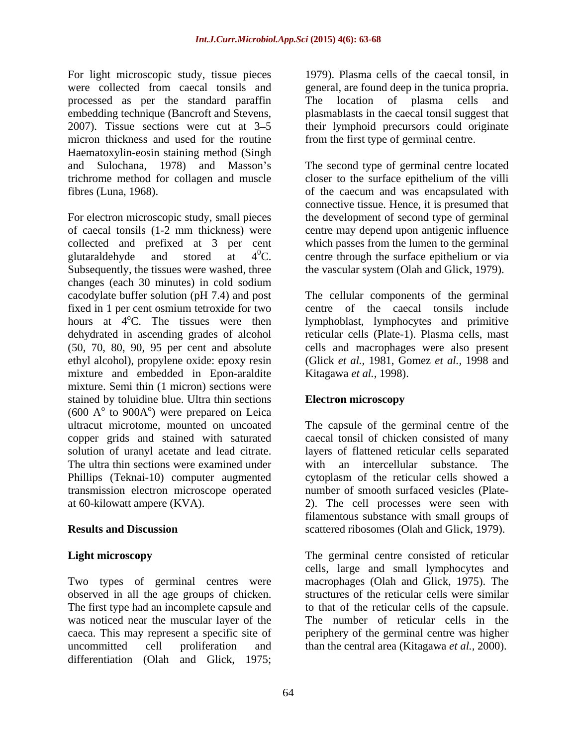For light microscopic study, tissue pieces were collected from caecal tonsils and processed as per the standard paraffin embedding technique (Bancroft and Stevens, 2007). Tissue sections were cut at 3–5 micron thickness and used for the routine Haematoxylin-eosin staining method (Singh and Sulochana, 1978) and Masson's trichrome method for collagen and muscle fibres (Luna, 1968).

For electron microscopic study, small pieces of caecal tonsils (1-2 mm thickness) were collected and prefixed at 3 per cent glutaraldehyde and stored at $4^0$C. Subsequently, the tissues were washed, three changes (each 30 minutes) in cold sodium cacodylate buffer solution (pH 7.4) and post fixed in 1 per cent osmium tetroxide for two hours at $4^o$C. The tissues were then dehydrated in ascending grades of alcohol (50, 70, 80, 90, 95 per cent and absolute ethyl alcohol), propylene oxide: epoxy resin mixture and embedded in Epon-araldite mixture. Semi thin (1 micron) sections were stained by toluidine blue. Ultra thin sections (600 $A^o$ to 900$A^o$) were prepared on Leica ultracut microtome, mounted on uncoated copper grids and stained with saturated solution of uranyl acetate and lead citrate. The ultra thin sections were examined under Phillips (Teknai-10) computer augmented transmission electron microscope operated at 60-kilowatt ampere (KVA).

## Results and Discussion

### Light microscopy

Two types of germinal centres were observed in all the age groups of chicken. The first type had an incomplete capsule and was noticed near the muscular layer of the caeca. This may represent a specific site of uncommitted cell proliferation and differentiation (Olah and Glick, 1975; 1979). Plasma cells of the caecal tonsil, in general, are found deep in the tunica propria. The location of plasma cells and plasmablasts in the caecal tonsil suggest that their lymphoid precursors could originate from the first type of germinal centre.

The second type of germinal centre located closer to the surface epithelium of the villi of the caecum and was encapsulated with connective tissue. Hence, it is presumed that the development of second type of germinal centre may depend upon antigenic influence which passes from the lumen to the germinal centre through the surface epithelium or via the vascular system (Olah and Glick, 1979).

The cellular components of the germinal centre of the caecal tonsils include lymphoblast, lymphocytes and primitive reticular cells (Plate-1). Plasma cells, mast cells and macrophages were also present (Glick *et al.*, 1981, Gomez *et al.*, 1998 and Kitagawa *et al.*, 1998).

### Electron microscopy

The capsule of the germinal centre of the caecal tonsil of chicken consisted of many layers of flattened reticular cells separated with an intercellular substance. The cytoplasm of the reticular cells showed a number of smooth surfaced vesicles (Plate-2). The cell processes were seen with filamentous substance with small groups of scattered ribosomes (Olah and Glick, 1979).

The germinal centre consisted of reticular cells, large and small lymphocytes and macrophages (Olah and Glick, 1975). The structures of the reticular cells were similar to that of the reticular cells of the capsule. The number of reticular cells in the periphery of the germinal centre was higher than the central area (Kitagawa *et al.*, 2000).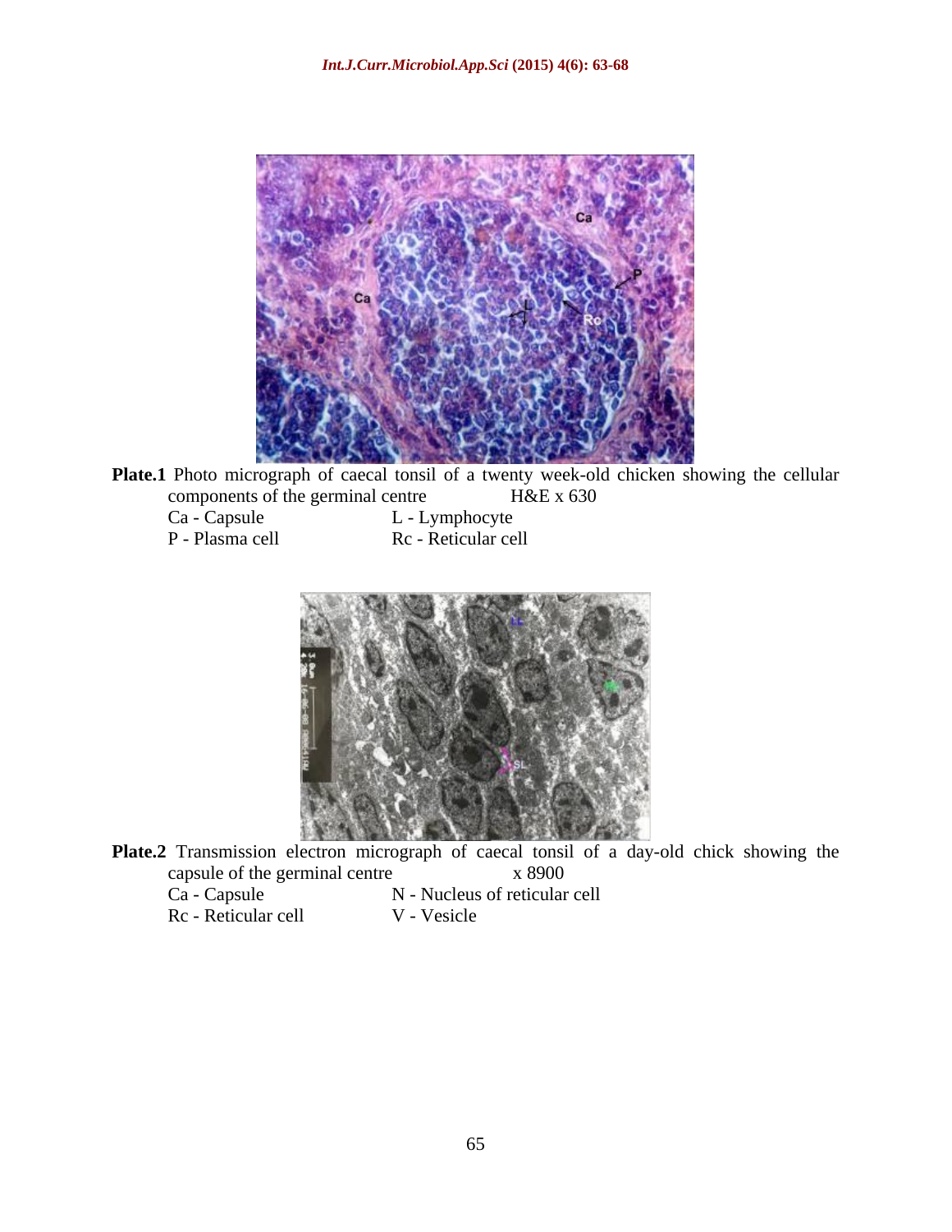**Plate.1** Photo micrograph of caecal tonsil of a twenty week-old chicken showing the cellular components of the germinal centre H&E x 630

Ca - Capsule L - Lymphocyte
P - Plasma cell Rc - Reticular cell

**Plate.2** Transmission electron micrograph of caecal tonsil of a day-old chick showing the capsule of the germinal centre x 8900

Ca - Capsule N - Nucleus of reticular cell
Rc - Reticular cell V - Vesicle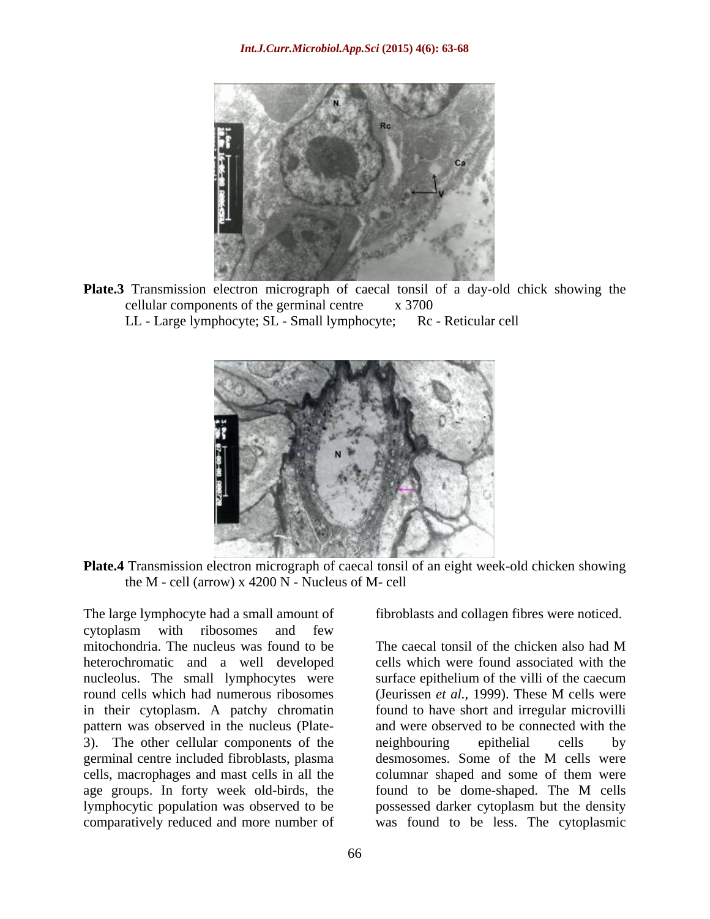Plate.3 Transmission electron micrograph of caecal tonsil of a day-old chick showing the cellular components of the germinal centre x 3700
LL - Large lymphocyte; SL - Small lymphocyte; Rc - Reticular cell

Plate.4 Transmission electron micrograph of caecal tonsil of an eight week-old chicken showing the M - cell (arrow) x 4200 N - Nucleus of M- cell

The large lymphocyte had a small amount of cytoplasm with ribosomes and few mitochondria. The nucleus was found to be heterochromatic and a well developed nucleolus. The small lymphocytes were round cells which had numerous ribosomes in their cytoplasm. A patchy chromatin pattern was observed in the nucleus (Plate-3). The other cellular components of the germinal centre included fibroblasts, plasma cells, macrophages and mast cells in all the age groups. In forty week old-birds, the lymphocytic population was observed to be comparatively reduced and more number of fibroblasts and collagen fibres were noticed.

The caecal tonsil of the chicken also had M cells which were found associated with the surface epithelium of the villi of the caecum (Jeurissen *et al.,* 1999). These M cells were found to have short and irregular microvilli and were observed to be connected with the neighbouring epithelial cells by desmosomes. Some of the M cells were columnar shaped and some of them were found to be dome-shaped. The M cells possessed darker cytoplasm but the density was found to be less. The cytoplasmic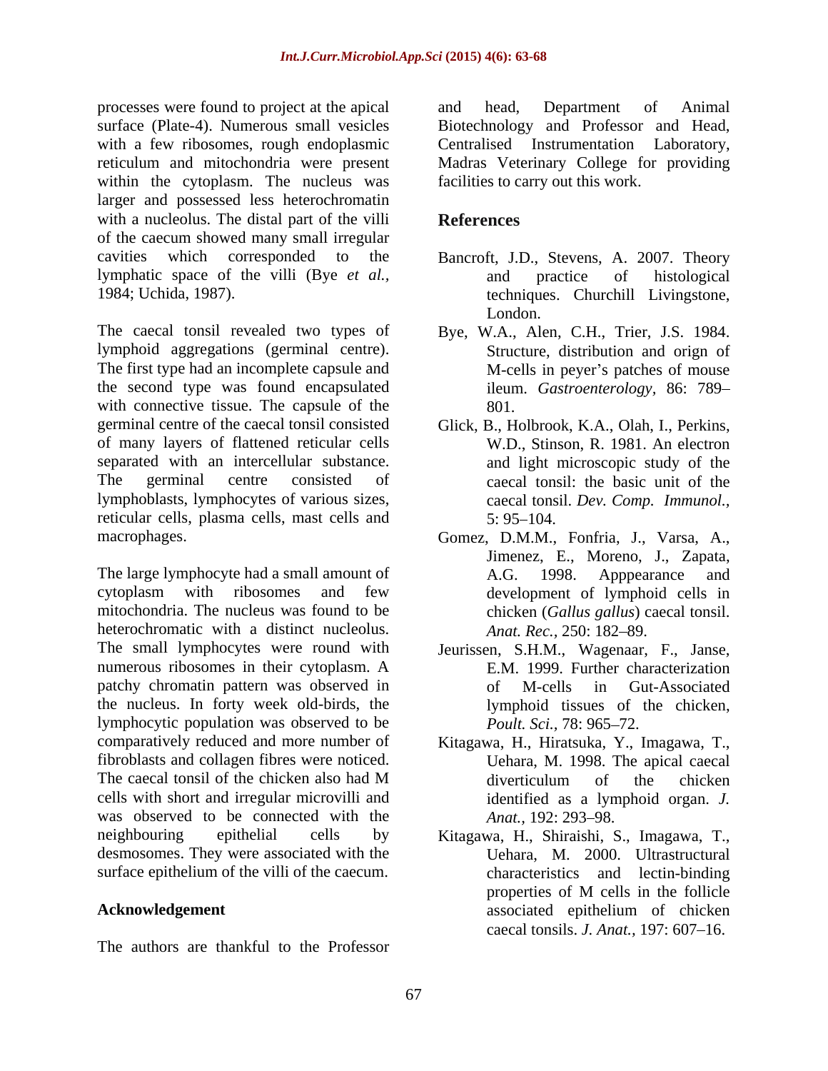processes were found to project at the apical surface (Plate-4). Numerous small vesicles with a few ribosomes, rough endoplasmic reticulum and mitochondria were present within the cytoplasm. The nucleus was larger and possessed less heterochromatin with a nucleolus. The distal part of the villi of the caecum showed many small irregular cavities which corresponded to the lymphatic space of the villi (Bye *et al.,* 1984; Uchida, 1987).

The caecal tonsil revealed two types of lymphoid aggregations (germinal centre). The first type had an incomplete capsule and the second type was found encapsulated with connective tissue. The capsule of the germinal centre of the caecal tonsil consisted of many layers of flattened reticular cells separated with an intercellular substance. The germinal centre consisted of lymphoblasts, lymphocytes of various sizes, reticular cells, plasma cells, mast cells and macrophages.

The large lymphocyte had a small amount of cytoplasm with ribosomes and few mitochondria. The nucleus was found to be heterochromatic with a distinct nucleolus. The small lymphocytes were round with numerous ribosomes in their cytoplasm. A patchy chromatin pattern was observed in the nucleus. In forty week old-birds, the lymphocytic population was observed to be comparatively reduced and more number of fibroblasts and collagen fibres were noticed. The caecal tonsil of the chicken also had M cells with short and irregular microvilli and was observed to be connected with the neighbouring epithelial cells by desmosomes. They were associated with the surface epithelium of the villi of the caecum.

## Acknowledgement

The authors are thankful to the Professor and head, Department of Animal Biotechnology and Professor and Head, Centralised Instrumentation Laboratory, Madras Veterinary College for providing facilities to carry out this work.

## References

Bancroft, J.D., Stevens, A. 2007. Theory and practice of histological techniques. Churchill Livingstone, London.

Bye, W.A., Alen, C.H., Trier, J.S. 1984. Structure, distribution and orign of M-cells in peyer's patches of mouse ileum. *Gastroenterology,* 86: 789–801.

Glick, B., Holbrook, K.A., Olah, I., Perkins, W.D., Stinson, R. 1981. An electron and light microscopic study of the caecal tonsil: the basic unit of the caecal tonsil. *Dev. Comp. Immunol.,* 5: 95–104.

Gomez, D.M.M., Fonfria, J., Varsa, A., Jimenez, E., Moreno, J., Zapata, A.G. 1998. Apppearance and development of lymphoid cells in chicken (*Gallus gallus*) caecal tonsil. *Anat. Rec.,* 250: 182–89.

Jeurissen, S.H.M., Wagenaar, F., Janse, E.M. 1999. Further characterization of M-cells in Gut-Associated lymphoid tissues of the chicken, *Poult. Sci.,* 78: 965–72.

Kitagawa, H., Hiratsuka, Y., Imagawa, T., Uehara, M. 1998. The apical caecal diverticulum of the chicken identified as a lymphoid organ. *J. Anat.,* 192: 293–98.

Kitagawa, H., Shiraishi, S., Imagawa, T., Uehara, M. 2000. Ultrastructural characteristics and lectin-binding properties of M cells in the follicle associated epithelium of chicken caecal tonsils. *J. Anat.,* 197: 607–16.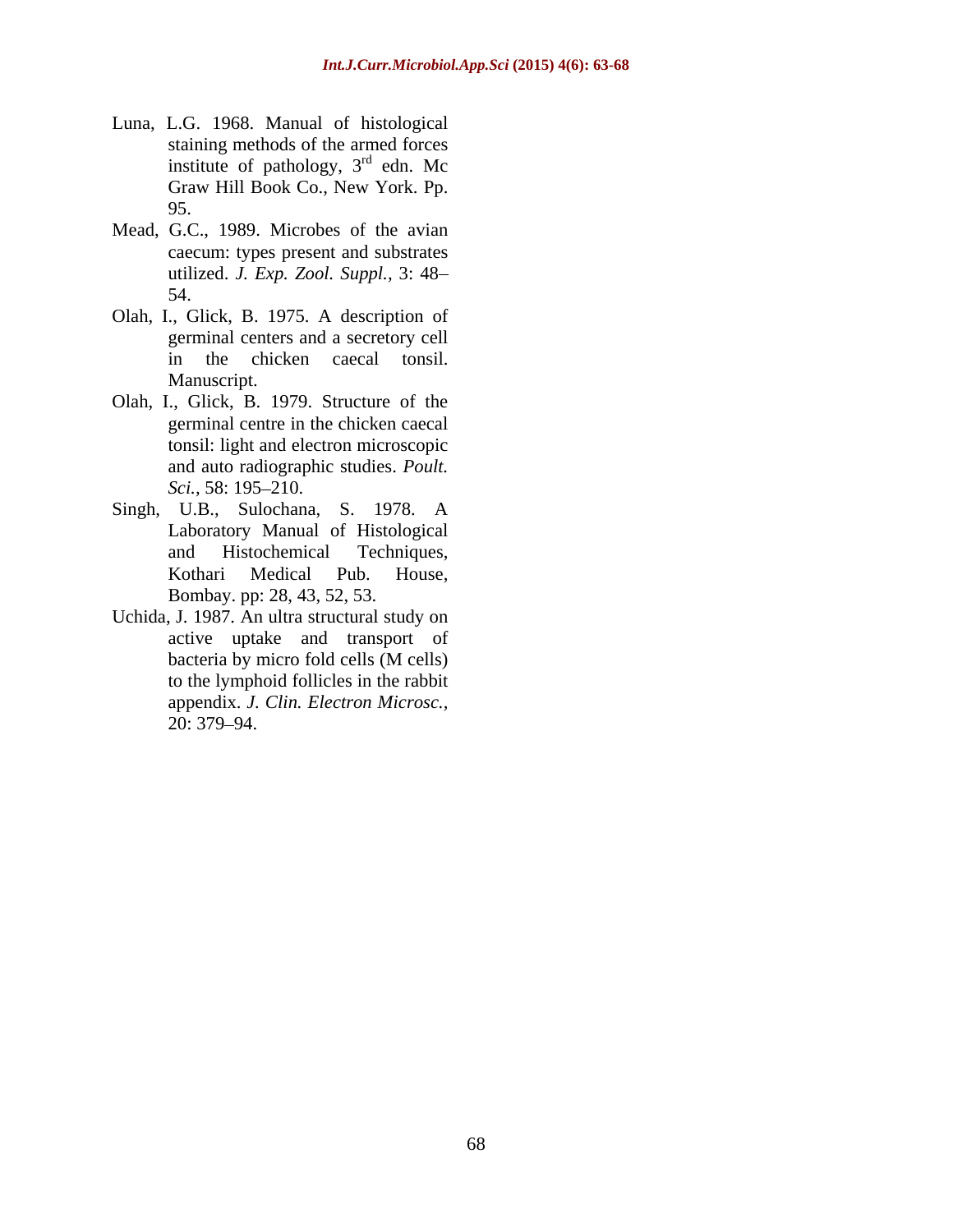Luna, L.G. 1968. Manual of histological staining methods of the armed forces institute of pathology, 3rd edn. Mc Graw Hill Book Co., New York. Pp. 95.

Mead, G.C., 1989. Microbes of the avian caecum: types present and substrates utilized. *J. Exp. Zool. Suppl.*, 3: 48–54.

Olah, I., Glick, B. 1975. A description of germinal centers and a secretory cell in the chicken caecal tonsil. Manuscript.

Olah, I., Glick, B. 1979. Structure of the germinal centre in the chicken caecal tonsil: light and electron microscopic and auto radiographic studies. *Poult. Sci.*, 58: 195–210.

Singh, U.B., Sulochana, S. 1978. A Laboratory Manual of Histological and Histochemical Techniques, Kothari Medical Pub. House, Bombay. pp: 28, 43, 52, 53.

Uchida, J. 1987. An ultra structural study on active uptake and transport of bacteria by micro fold cells (M cells) to the lymphoid follicles in the rabbit appendix. *J. Clin. Electron Microsc.*, 20: 379–94.